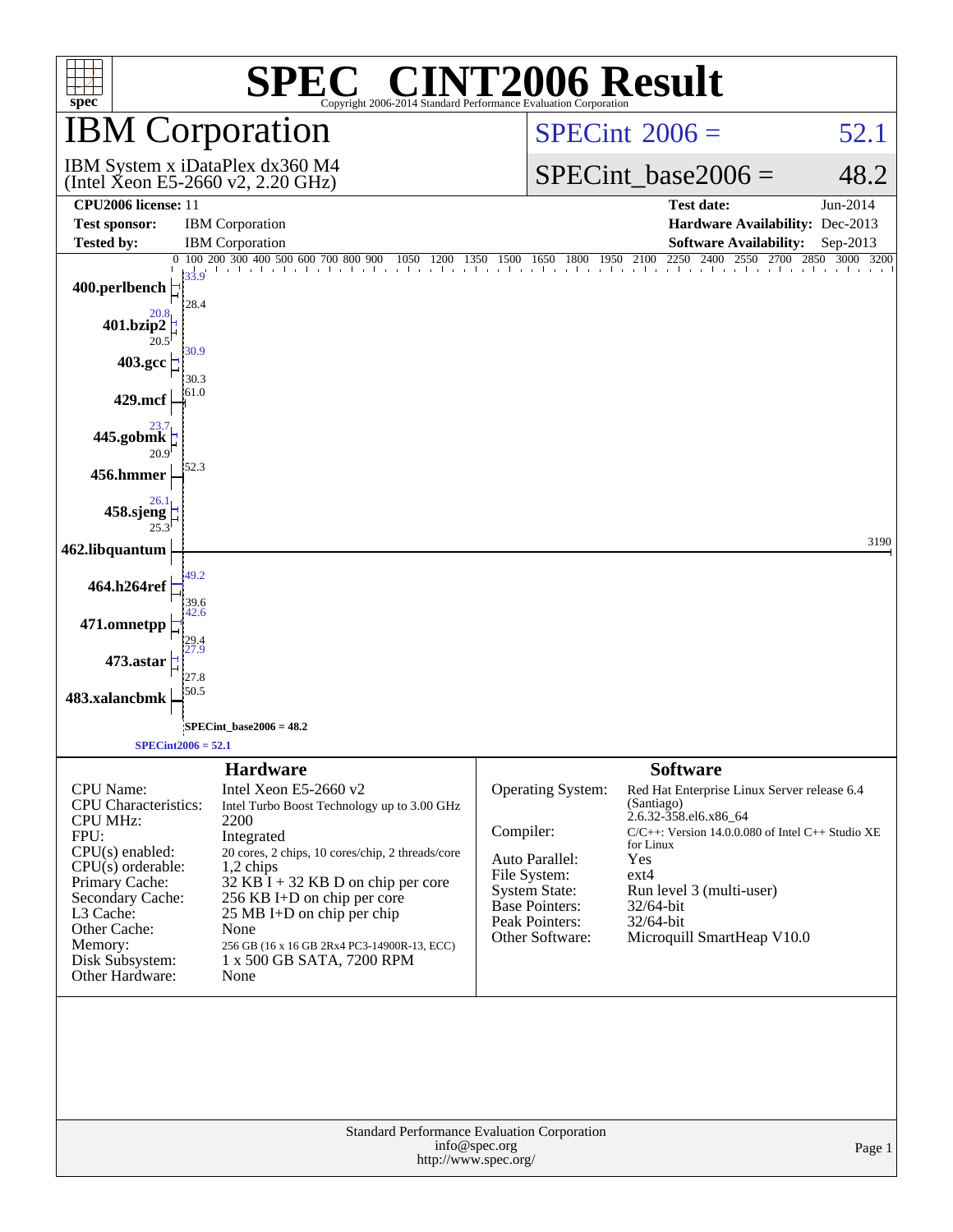# SPEC CINT2006 Result

Copyright 2006-2014 Standard Performance Evaluation Corporation

## IBM Corporation

IBM System x iDataPlex dx360 M4
(Intel Xeon E5-2660 v2, 2.20 GHz)

SPECint 2006 = 52.1

SPECint_base2006 = 48.2

| | | | |
|---|---|---|---|
| **CPU2006 license:** 11 | | **Test date:** | Jun-2014 |
| **Test sponsor:** | IBM Corporation | **Hardware Availability:** | Dec-2013 |
| **Tested by:** | IBM Corporation | **Software Availability:** | Sep-2013 |

| Benchmark | Peak | Base |
|---|---|---|
| 400.perlbench | 33.9 | 28.4 |
| 401.bzip2 | 20.8 | 20.5 |
| 403.gcc | 30.9 | 30.3 |
| 429.mcf | 61.0 | |
| 445.gobmk | 23.7 | 20.9 |
| 456.hmmer | 52.3 | |
| 458.sjeng | 26.1 | 25.3 |
| 462.libquantum | 3190 | |
| 464.h264ref | 49.2 | 39.6 |
| 471.omnetpp | 42.6 | 29.4 |
| 473.astar | 27.9 | 27.8 |
| 483.xalancbmk | 50.5 | |

SPECint_base2006 = 48.2

SPECint2006 = 52.1

### Hardware

| | |
|---|---|
| CPU Name: | Intel Xeon E5-2660 v2 |
| CPU Characteristics: | Intel Turbo Boost Technology up to 3.00 GHz |
| CPU MHz: | 2200 |
| FPU: | Integrated |
| CPU(s) enabled: | 20 cores, 2 chips, 10 cores/chip, 2 threads/core |
| CPU(s) orderable: | 1,2 chips |
| Primary Cache: | 32 KB I + 32 KB D on chip per core |
| Secondary Cache: | 256 KB I+D on chip per core |
| L3 Cache: | 25 MB I+D on chip per chip |
| Other Cache: | None |
| Memory: | 256 GB (16 x 16 GB 2Rx4 PC3-14900R-13, ECC) |
| Disk Subsystem: | 1 x 500 GB SATA, 7200 RPM |
| Other Hardware: | None |

### Software

| | |
|---|---|
| Operating System: | Red Hat Enterprise Linux Server release 6.4 (Santiago) 2.6.32-358.el6.x86_64 |
| Compiler: | C/C++: Version 14.0.0.080 of Intel C++ Studio XE for Linux |
| Auto Parallel: | Yes |
| File System: | ext4 |
| System State: | Run level 3 (multi-user) |
| Base Pointers: | 32/64-bit |
| Peak Pointers: | 32/64-bit |
| Other Software: | Microquill SmartHeap V10.0 |

Standard Performance Evaluation Corporation
info@spec.org
http://www.spec.org/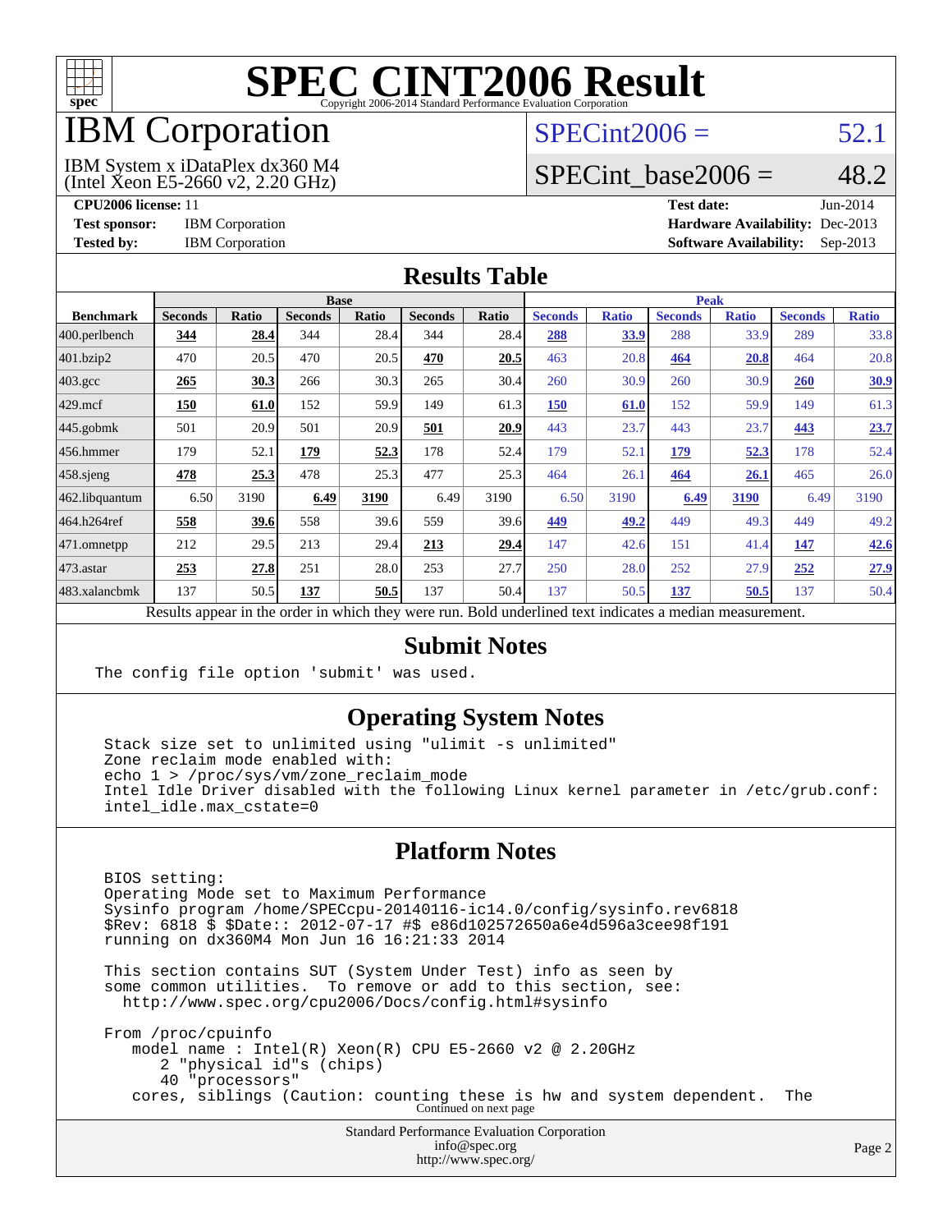# SPEC CINT2006 Result

Copyright 2006-2014 Standard Performance Evaluation Corporation

## IBM Corporation

IBM System x iDataPlex dx360 M4
(Intel Xeon E5-2660 v2, 2.20 GHz)

SPECint2006 = 52.1

SPECint_base2006 = 48.2

**CPU2006 license:** 11
**Test sponsor:** IBM Corporation
**Tested by:** IBM Corporation

**Test date:** Jun-2014
**Hardware Availability:** Dec-2013
**Software Availability:** Sep-2013

### Results Table

| Benchmark | Base | | | | | | Peak | | | | | |
|---|---|---|---|---|---|---|---|---|---|---|---|---|
| | Seconds | Ratio | Seconds | Ratio | Seconds | Ratio | Seconds | Ratio | Seconds | Ratio | Seconds | Ratio |
| 400.perlbench | **344** | **28.4** | 344 | 28.4 | 344 | 28.4 | **288** | **33.9** | 288 | 33.9 | 289 | 33.8 |
| 401.bzip2 | 470 | 20.5 | 470 | 20.5 | **470** | **20.5** | 463 | 20.8 | **464** | **20.8** | 464 | 20.8 |
| 403.gcc | **265** | **30.3** | 266 | 30.3 | 265 | 30.4 | 260 | 30.9 | 260 | 30.9 | **260** | **30.9** |
| 429.mcf | **150** | **61.0** | 152 | 59.9 | 149 | 61.3 | **150** | **61.0** | 152 | 59.9 | 149 | 61.3 |
| 445.gobmk | 501 | 20.9 | 501 | 20.9 | **501** | **20.9** | 443 | 23.7 | 443 | 23.7 | **443** | **23.7** |
| 456.hmmer | 179 | 52.1 | **179** | **52.3** | 178 | 52.4 | 179 | 52.1 | **179** | **52.3** | 178 | 52.4 |
| 458.sjeng | **478** | **25.3** | 478 | 25.3 | 477 | 25.3 | 464 | 26.1 | **464** | **26.1** | 465 | 26.0 |
| 462.libquantum | 6.50 | 3190 | **6.49** | **3190** | 6.49 | 3190 | 6.50 | 3190 | **6.49** | **3190** | 6.49 | 3190 |
| 464.h264ref | **558** | **39.6** | 558 | 39.6 | 559 | 39.6 | **449** | **49.2** | 449 | 49.3 | 449 | 49.2 |
| 471.omnetpp | 212 | 29.5 | 213 | 29.4 | **213** | **29.4** | 147 | 42.6 | 151 | 41.4 | **147** | **42.6** |
| 473.astar | **253** | **27.8** | 251 | 28.0 | 253 | 27.7 | 250 | 28.0 | 252 | 27.9 | **252** | **27.9** |
| 483.xalancbmk | 137 | 50.5 | **137** | **50.5** | 137 | 50.4 | 137 | 50.5 | **137** | **50.5** | 137 | 50.4 |

Results appear in the order in which they were run. Bold underlined text indicates a median measurement.

### Submit Notes

```
The config file option 'submit' was used.
```

### Operating System Notes

```
Stack size set to unlimited using "ulimit -s unlimited"
Zone reclaim mode enabled with:
echo 1 > /proc/sys/vm/zone_reclaim_mode
Intel Idle Driver disabled with the following Linux kernel parameter in /etc/grub.conf:
intel_idle.max_cstate=0
```

### Platform Notes

```
BIOS setting:
Operating Mode set to Maximum Performance
Sysinfo program /home/SPECcpu-20140116-ic14.0/config/sysinfo.rev6818
$Rev: 6818 $ $Date:: 2012-07-17 #$ e86d102572650a6e4d596a3cee98f191
running on dx360M4 Mon Jun 16 16:21:33 2014

This section contains SUT (System Under Test) info as seen by
some common utilities.  To remove or add to this section, see:
  http://www.spec.org/cpu2006/Docs/config.html#sysinfo

From /proc/cpuinfo
   model name : Intel(R) Xeon(R) CPU E5-2660 v2 @ 2.20GHz
      2 "physical id"s (chips)
      40 "processors"
   cores, siblings (Caution: counting these is hw and system dependent.  The
```

Continued on next page

Standard Performance Evaluation Corporation
info@spec.org
http://www.spec.org/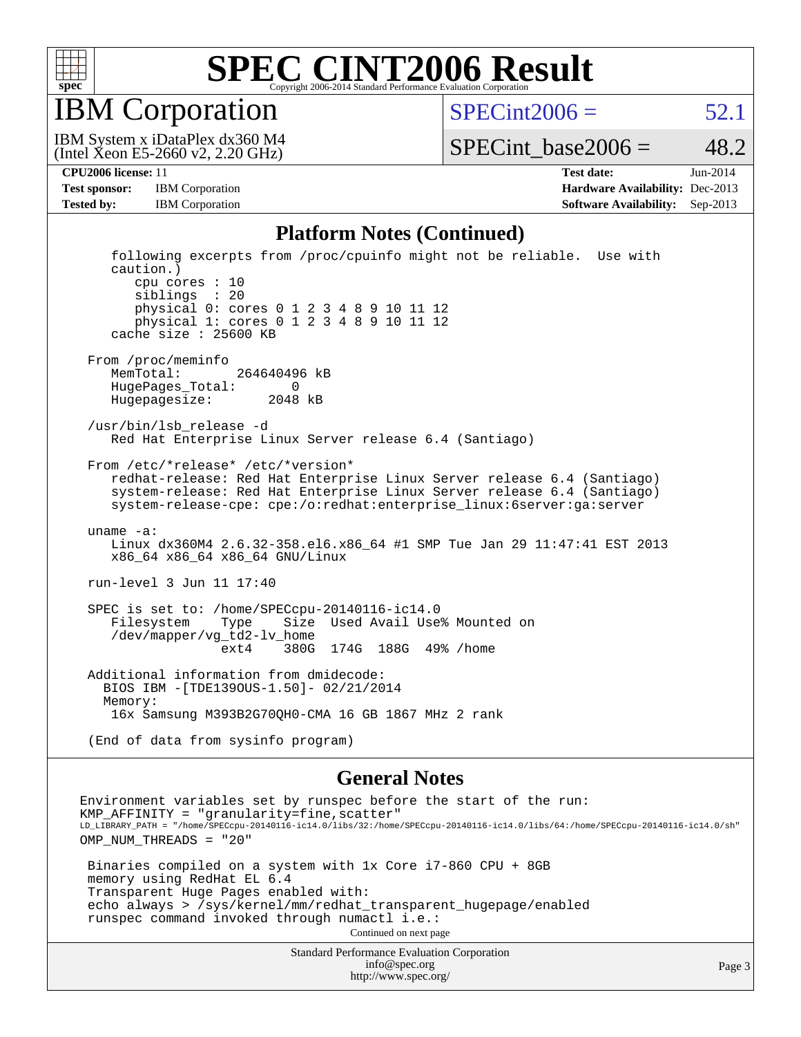# SPEC CINT2006 Result

## IBM Corporation

IBM System x iDataPlex dx360 M4
(Intel Xeon E5-2660 v2, 2.20 GHz)

SPECint2006 = 52.1

SPECint_base2006 = 48.2

**CPU2006 license:** 11
**Test sponsor:** IBM Corporation
**Tested by:** IBM Corporation

**Test date:** Jun-2014
**Hardware Availability:** Dec-2013
**Software Availability:** Sep-2013

### Platform Notes (Continued)

```
    following excerpts from /proc/cpuinfo might not be reliable.  Use with
    caution.)
       cpu cores : 10
       siblings  : 20
       physical 0: cores 0 1 2 3 4 8 9 10 11 12
       physical 1: cores 0 1 2 3 4 8 9 10 11 12
    cache size : 25600 KB

 From /proc/meminfo
    MemTotal:       264640496 kB
    HugePages_Total:       0
    Hugepagesize:       2048 kB

 /usr/bin/lsb_release -d
    Red Hat Enterprise Linux Server release 6.4 (Santiago)

 From /etc/*release* /etc/*version*
    redhat-release: Red Hat Enterprise Linux Server release 6.4 (Santiago)
    system-release: Red Hat Enterprise Linux Server release 6.4 (Santiago)
    system-release-cpe: cpe:/o:redhat:enterprise_linux:6server:ga:server

 uname -a:
    Linux dx360M4 2.6.32-358.el6.x86_64 #1 SMP Tue Jan 29 11:47:41 EST 2013
    x86_64 x86_64 x86_64 GNU/Linux

 run-level 3 Jun 11 17:40

 SPEC is set to: /home/SPECcpu-20140116-ic14.0
    Filesystem     Type    Size  Used Avail Use% Mounted on
    /dev/mapper/vg_td2-lv_home
                   ext4    380G  174G  188G  49% /home

 Additional information from dmidecode:
   BIOS IBM -[TDE139OUS-1.50]- 02/21/2014
   Memory:
    16x Samsung M393B2G70QH0-CMA 16 GB 1867 MHz 2 rank

 (End of data from sysinfo program)
```

### General Notes

```
Environment variables set by runspec before the start of the run:
KMP_AFFINITY = "granularity=fine,scatter"
LD_LIBRARY_PATH = "/home/SPECcpu-20140116-ic14.0/libs/32:/home/SPECcpu-20140116-ic14.0/libs/64:/home/SPECcpu-20140116-ic14.0/sh"
OMP_NUM_THREADS = "20"

 Binaries compiled on a system with 1x Core i7-860 CPU + 8GB
 memory using RedHat EL 6.4
 Transparent Huge Pages enabled with:
 echo always > /sys/kernel/mm/redhat_transparent_hugepage/enabled
 runspec command invoked through numactl i.e.:
```

Continued on next page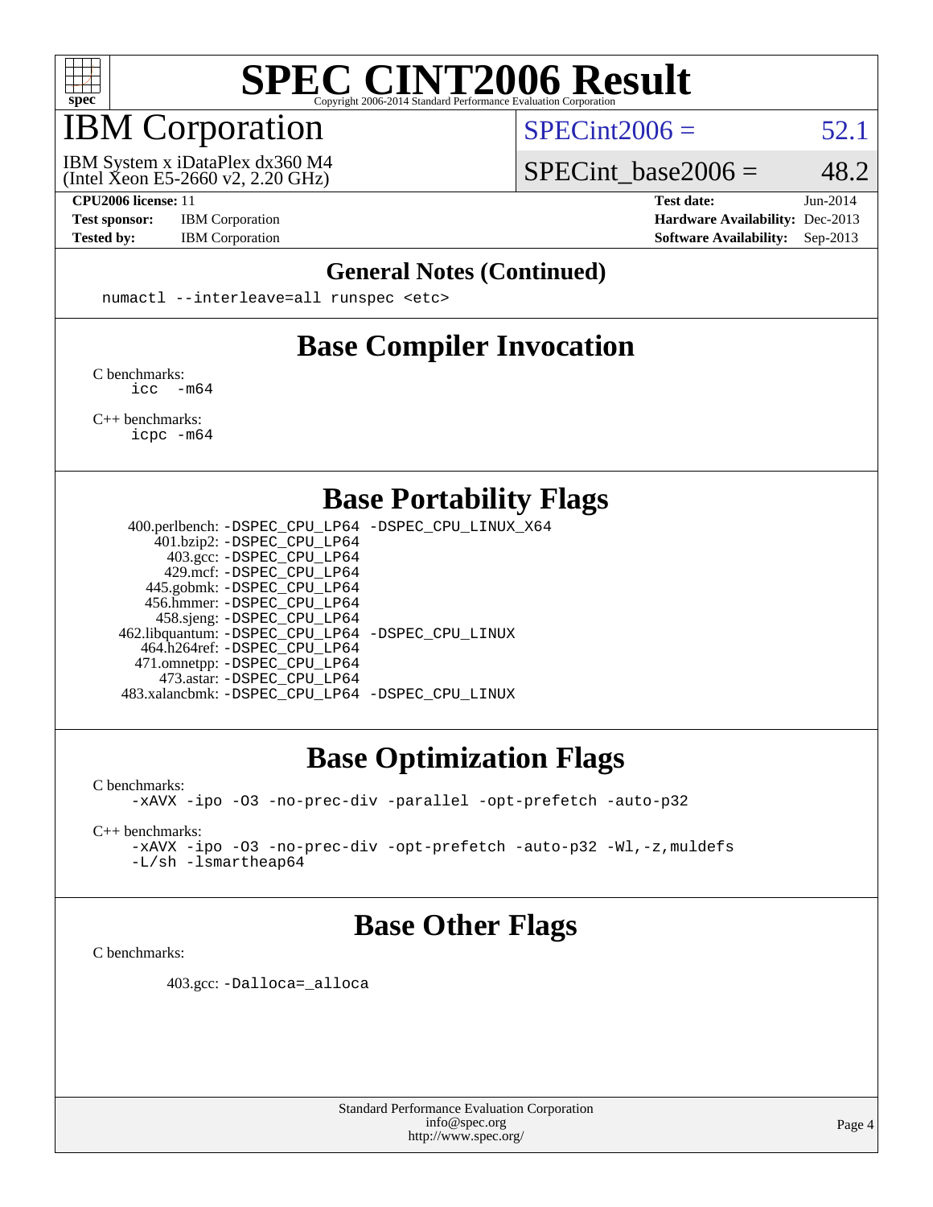# SPEC CINT2006 Result

Copyright 2006-2014 Standard Performance Evaluation Corporation

## IBM Corporation

IBM System x iDataPlex dx360 M4
(Intel Xeon E5-2660 v2, 2.20 GHz)

SPECint2006 = 52.1

SPECint_base2006 = 48.2

| | | | |
|---|---|---|---|
| **CPU2006 license:** 11 | | **Test date:** | Jun-2014 |
| **Test sponsor:** | IBM Corporation | **Hardware Availability:** | Dec-2013 |
| **Tested by:** | IBM Corporation | **Software Availability:** | Sep-2013 |

## General Notes (Continued)

```
numactl --interleave=all runspec <etc>
```

## Base Compiler Invocation

C benchmarks:
```
icc  -m64
```

C++ benchmarks:
```
icpc -m64
```

## Base Portability Flags

```
  400.perlbench: -DSPEC_CPU_LP64 -DSPEC_CPU_LINUX_X64
      401.bzip2: -DSPEC_CPU_LP64
        403.gcc: -DSPEC_CPU_LP64
        429.mcf: -DSPEC_CPU_LP64
      445.gobmk: -DSPEC_CPU_LP64
      456.hmmer: -DSPEC_CPU_LP64
      458.sjeng: -DSPEC_CPU_LP64
 462.libquantum: -DSPEC_CPU_LP64 -DSPEC_CPU_LINUX
    464.h264ref: -DSPEC_CPU_LP64
    471.omnetpp: -DSPEC_CPU_LP64
      473.astar: -DSPEC_CPU_LP64
 483.xalancbmk: -DSPEC_CPU_LP64 -DSPEC_CPU_LINUX
```

## Base Optimization Flags

C benchmarks:
```
-xAVX -ipo -O3 -no-prec-div -parallel -opt-prefetch -auto-p32
```

C++ benchmarks:
```
-xAVX -ipo -O3 -no-prec-div -opt-prefetch -auto-p32 -Wl,-z,muldefs
-L/sh -lsmartheap64
```

## Base Other Flags

C benchmarks:

```
403.gcc: -Dalloca=_alloca
```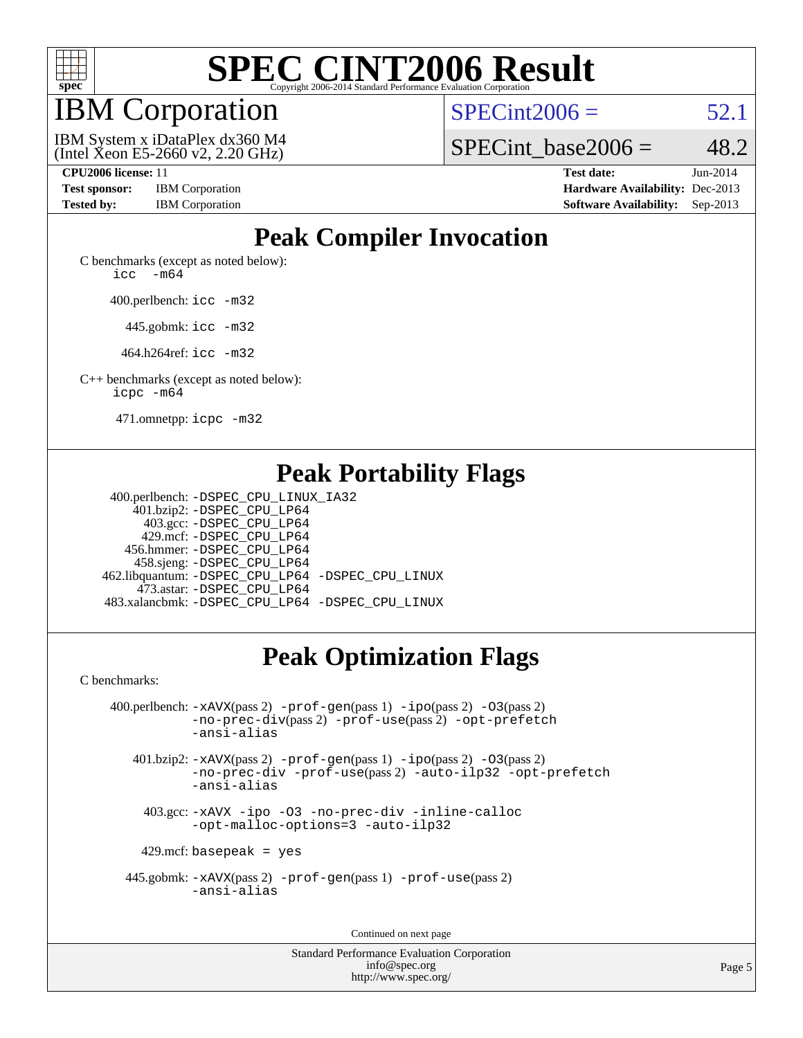# SPEC CINT2006 Result

Copyright 2006-2014 Standard Performance Evaluation Corporation

## IBM Corporation

IBM System x iDataPlex dx360 M4
(Intel Xeon E5-2660 v2, 2.20 GHz)

SPECint2006 = 52.1

SPECint_base2006 = 48.2

**CPU2006 license:** 11
**Test sponsor:** IBM Corporation
**Tested by:** IBM Corporation

**Test date:** Jun-2014
**Hardware Availability:** Dec-2013
**Software Availability:** Sep-2013

## Peak Compiler Invocation

C benchmarks (except as noted below):
`icc -m64`

400.perlbench: `icc -m32`

445.gobmk: `icc -m32`

464.h264ref: `icc -m32`

C++ benchmarks (except as noted below):
`icpc -m64`

471.omnetpp: `icpc -m32`

## Peak Portability Flags

400.perlbench: `-DSPEC_CPU_LINUX_IA32`
401.bzip2: `-DSPEC_CPU_LP64`
403.gcc: `-DSPEC_CPU_LP64`
429.mcf: `-DSPEC_CPU_LP64`
456.hmmer: `-DSPEC_CPU_LP64`
458.sjeng: `-DSPEC_CPU_LP64`
462.libquantum: `-DSPEC_CPU_LP64 -DSPEC_CPU_LINUX`
473.astar: `-DSPEC_CPU_LP64`
483.xalancbmk: `-DSPEC_CPU_LP64 -DSPEC_CPU_LINUX`

## Peak Optimization Flags

C benchmarks:

400.perlbench: `-xAVX`(pass 2) `-prof-gen`(pass 1) `-ipo`(pass 2) `-O3`(pass 2) `-no-prec-div`(pass 2) `-prof-use`(pass 2) `-opt-prefetch` `-ansi-alias`

401.bzip2: `-xAVX`(pass 2) `-prof-gen`(pass 1) `-ipo`(pass 2) `-O3`(pass 2) `-no-prec-div` `-prof-use`(pass 2) `-auto-ilp32` `-opt-prefetch` `-ansi-alias`

403.gcc: `-xAVX -ipo -O3 -no-prec-div -inline-calloc -opt-malloc-options=3 -auto-ilp32`

429.mcf: `basepeak = yes`

445.gobmk: `-xAVX`(pass 2) `-prof-gen`(pass 1) `-prof-use`(pass 2) `-ansi-alias`

Continued on next page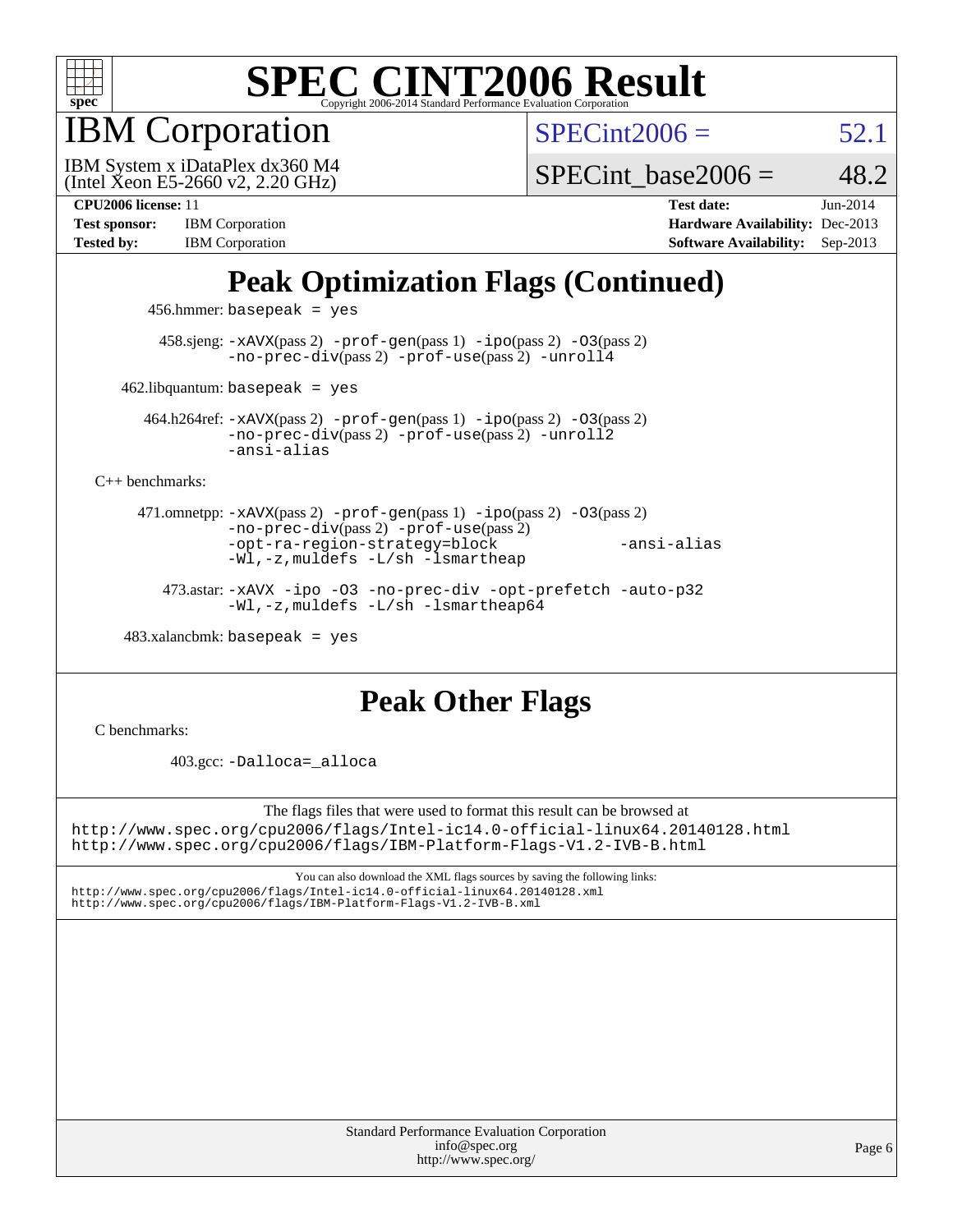# SPEC CINT2006 Result

Copyright 2006-2014 Standard Performance Evaluation Corporation

## IBM Corporation

IBM System x iDataPlex dx360 M4
(Intel Xeon E5-2660 v2, 2.20 GHz)

SPECint2006 = 52.1

SPECint_base2006 = 48.2

**CPU2006 license:** 11
**Test sponsor:** IBM Corporation
**Tested by:** IBM Corporation
**Test date:** Jun-2014
**Hardware Availability:** Dec-2013
**Software Availability:** Sep-2013

## Peak Optimization Flags (Continued)

456.hmmer: `basepeak = yes`

458.sjeng: `-xAVX`(pass 2) `-prof-gen`(pass 1) `-ipo`(pass 2) `-O3`(pass 2) `-no-prec-div`(pass 2) `-prof-use`(pass 2) `-unroll4`

462.libquantum: `basepeak = yes`

464.h264ref: `-xAVX`(pass 2) `-prof-gen`(pass 1) `-ipo`(pass 2) `-O3`(pass 2) `-no-prec-div`(pass 2) `-prof-use`(pass 2) `-unroll2` `-ansi-alias`

C++ benchmarks:

471.omnetpp: `-xAVX`(pass 2) `-prof-gen`(pass 1) `-ipo`(pass 2) `-O3`(pass 2) `-no-prec-div`(pass 2) `-prof-use`(pass 2) `-opt-ra-region-strategy=block` `-ansi-alias` `-Wl,-z,muldefs` `-L/sh` `-lsmartheap`

473.astar: `-xAVX` `-ipo` `-O3` `-no-prec-div` `-opt-prefetch` `-auto-p32` `-Wl,-z,muldefs` `-L/sh` `-lsmartheap64`

483.xalancbmk: `basepeak = yes`

## Peak Other Flags

C benchmarks:

403.gcc: `-Dalloca=_alloca`

The flags files that were used to format this result can be browsed at
http://www.spec.org/cpu2006/flags/Intel-ic14.0-official-linux64.20140128.html
http://www.spec.org/cpu2006/flags/IBM-Platform-Flags-V1.2-IVB-B.html

You can also download the XML flags sources by saving the following links:
http://www.spec.org/cpu2006/flags/Intel-ic14.0-official-linux64.20140128.xml
http://www.spec.org/cpu2006/flags/IBM-Platform-Flags-V1.2-IVB-B.xml

Standard Performance Evaluation Corporation
info@spec.org
http://www.spec.org/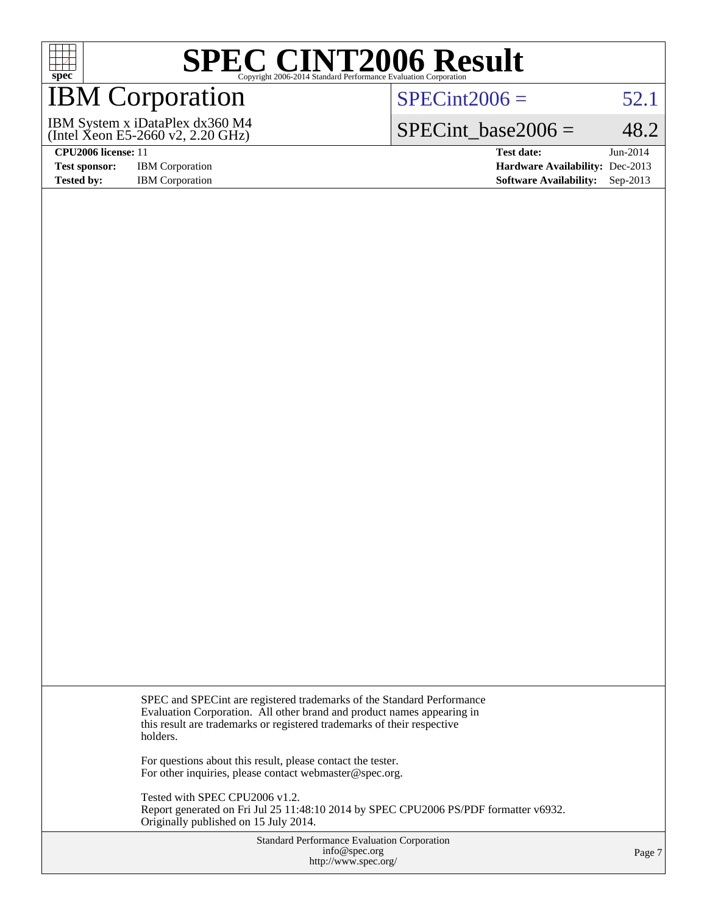# SPEC CINT2006 Result

Copyright 2006-2014 Standard Performance Evaluation Corporation

## IBM Corporation

IBM System x iDataPlex dx360 M4
(Intel Xeon E5-2660 v2, 2.20 GHz)

SPECint2006 = 52.1

SPECint_base2006 = 48.2

| | | | |
|---|---|---|---|
| **CPU2006 license:** | 11 | **Test date:** | Jun-2014 |
| **Test sponsor:** | IBM Corporation | **Hardware Availability:** | Dec-2013 |
| **Tested by:** | IBM Corporation | **Software Availability:** | Sep-2013 |

SPEC and SPECint are registered trademarks of the Standard Performance Evaluation Corporation. All other brand and product names appearing in this result are trademarks or registered trademarks of their respective holders.

For questions about this result, please contact the tester.
For other inquiries, please contact webmaster@spec.org.

Tested with SPEC CPU2006 v1.2.
Report generated on Fri Jul 25 11:48:10 2014 by SPEC CPU2006 PS/PDF formatter v6932.
Originally published on 15 July 2014.

Standard Performance Evaluation Corporation
info@spec.org
http://www.spec.org/